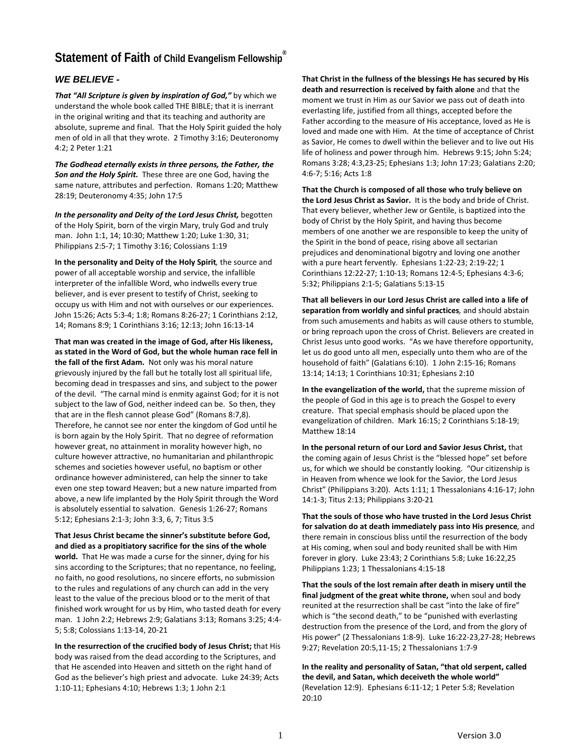# Statement of Faith of Child Evangelism Fellowship®

## *WE BELIEVE -*

***That "All Scripture is given by inspiration of God,"*** by which we understand the whole book called THE BIBLE; that it is inerrant in the original writing and that its teaching and authority are absolute, supreme and final. That the Holy Spirit guided the holy men of old in all that they wrote. 2 Timothy 3:16; Deuteronomy 4:2; 2 Peter 1:21

***The Godhead eternally exists in three persons, the Father, the Son and the Holy Spirit.*** These three are one God, having the same nature, attributes and perfection. Romans 1:20; Matthew 28:19; Deuteronomy 4:35; John 17:5

***In the personality and Deity of the Lord Jesus Christ,*** begotten of the Holy Spirit, born of the virgin Mary, truly God and truly man. John 1:1, 14; 10:30; Matthew 1:20; Luke 1:30, 31; Philippians 2:5-7; 1 Timothy 3:16; Colossians 1:19

**In the personality and Deity of the Holy Spirit***,* the source and power of all acceptable worship and service, the infallible interpreter of the infallible Word, who indwells every true believer, and is ever present to testify of Christ, seeking to occupy us with Him and not with ourselves or our experiences. John 15:26; Acts 5:3-4; 1:8; Romans 8:26-27; 1 Corinthians 2:12, 14; Romans 8:9; 1 Corinthians 3:16; 12:13; John 16:13-14

**That man was created in the image of God, after His likeness, as stated in the Word of God, but the whole human race fell in the fall of the first Adam.** Not only was his moral nature grievously injured by the fall but he totally lost all spiritual life, becoming dead in trespasses and sins, and subject to the power of the devil. "The carnal mind is enmity against God; for it is not subject to the law of God, neither indeed can be. So then, they that are in the flesh cannot please God" (Romans 8:7,8). Therefore, he cannot see nor enter the kingdom of God until he is born again by the Holy Spirit. That no degree of reformation however great, no attainment in morality however high, no culture however attractive, no humanitarian and philanthropic schemes and societies however useful, no baptism or other ordinance however administered, can help the sinner to take even one step toward Heaven; but a new nature imparted from above, a new life implanted by the Holy Spirit through the Word is absolutely essential to salvation. Genesis 1:26-27; Romans 5:12; Ephesians 2:1-3; John 3:3, 6, 7; Titus 3:5

**That Jesus Christ became the sinner's substitute before God, and died as a propitiatory sacrifice for the sins of the whole world.** That He was made a curse for the sinner, dying for his sins according to the Scriptures; that no repentance, no feeling, no faith, no good resolutions, no sincere efforts, no submission to the rules and regulations of any church can add in the very least to the value of the precious blood or to the merit of that finished work wrought for us by Him, who tasted death for every man. 1 John 2:2; Hebrews 2:9; Galatians 3:13; Romans 3:25; 4:4-5; 5:8; Colossians 1:13-14, 20-21

**In the resurrection of the crucified body of Jesus Christ;** that His body was raised from the dead according to the Scriptures, and that He ascended into Heaven and sitteth on the right hand of God as the believer's high priest and advocate. Luke 24:39; Acts 1:10-11; Ephesians 4:10; Hebrews 1:3; 1 John 2:1

**That Christ in the fullness of the blessings He has secured by His death and resurrection is received by faith alone** and that the moment we trust in Him as our Savior we pass out of death into everlasting life, justified from all things, accepted before the Father according to the measure of His acceptance, loved as He is loved and made one with Him. At the time of acceptance of Christ as Savior, He comes to dwell within the believer and to live out His life of holiness and power through him. Hebrews 9:15; John 5:24; Romans 3:28; 4:3,23-25; Ephesians 1:3; John 17:23; Galatians 2:20; 4:6-7; 5:16; Acts 1:8

**That the Church is composed of all those who truly believe on the Lord Jesus Christ as Savior.** It is the body and bride of Christ. That every believer, whether Jew or Gentile, is baptized into the body of Christ by the Holy Spirit, and having thus become members of one another we are responsible to keep the unity of the Spirit in the bond of peace, rising above all sectarian prejudices and denominational bigotry and loving one another with a pure heart fervently. Ephesians 1:22-23; 2:19-22; 1 Corinthians 12:22-27; 1:10-13; Romans 12:4-5; Ephesians 4:3-6; 5:32; Philippians 2:1-5; Galatians 5:13-15

**That all believers in our Lord Jesus Christ are called into a life of separation from worldly and sinful practices***,* and should abstain from such amusements and habits as will cause others to stumble, or bring reproach upon the cross of Christ. Believers are created in Christ Jesus unto good works. "As we have therefore opportunity, let us do good unto all men, especially unto them who are of the household of faith" (Galatians 6:10). 1 John 2:15-16; Romans 13:14; 14:13; 1 Corinthians 10:31; Ephesians 2:10

**In the evangelization of the world,** that the supreme mission of the people of God in this age is to preach the Gospel to every creature. That special emphasis should be placed upon the evangelization of children. Mark 16:15; 2 Corinthians 5:18-19; Matthew 18:14

**In the personal return of our Lord and Savior Jesus Christ,** that the coming again of Jesus Christ is the "blessed hope" set before us, for which we should be constantly looking. "Our citizenship is in Heaven from whence we look for the Savior, the Lord Jesus Christ" (Philippians 3:20). Acts 1:11; 1 Thessalonians 4:16-17; John 14:1-3; Titus 2:13; Philippians 3:20-21

**That the souls of those who have trusted in the Lord Jesus Christ for salvation do at death immediately pass into His presence***,* and there remain in conscious bliss until the resurrection of the body at His coming, when soul and body reunited shall be with Him forever in glory. Luke 23:43; 2 Corinthians 5:8; Luke 16:22,25 Philippians 1:23; 1 Thessalonians 4:15-18

**That the souls of the lost remain after death in misery until the final judgment of the great white throne,** when soul and body reunited at the resurrection shall be cast "into the lake of fire" which is "the second death," to be "punished with everlasting destruction from the presence of the Lord, and from the glory of His power" (2 Thessalonians 1:8-9). Luke 16:22-23,27-28; Hebrews 9:27; Revelation 20:5,11-15; 2 Thessalonians 1:7-9

**In the reality and personality of Satan, "that old serpent, called the devil, and Satan, which deceiveth the whole world"** (Revelation 12:9). Ephesians 6:11-12; 1 Peter 5:8; Revelation 20:10

Version 3.0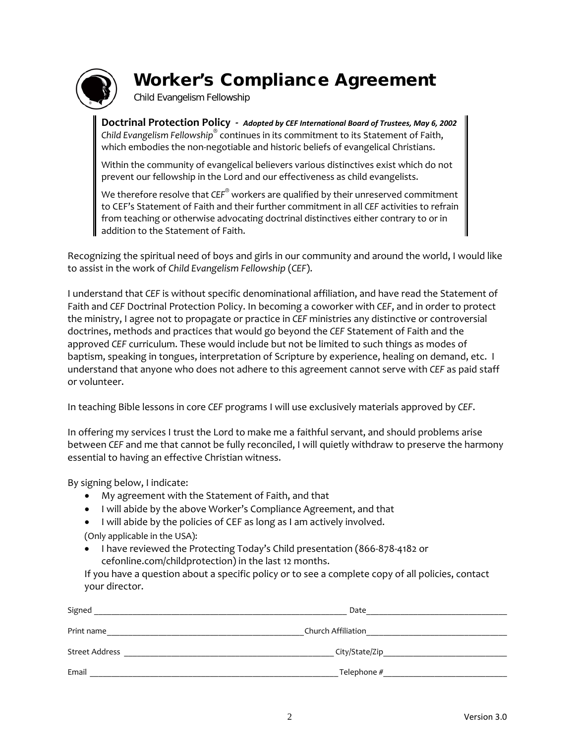# Worker's Compliance Agreement

Child Evangelism Fellowship

> **Doctrinal Protection Policy** - ***Adopted by CEF International Board of Trustees, May 6, 2002***
> *Child Evangelism Fellowship*® continues in its commitment to its Statement of Faith, which embodies the non-negotiable and historic beliefs of evangelical Christians.
>
> Within the community of evangelical believers various distinctives exist which do not prevent our fellowship in the Lord and our effectiveness as child evangelists.
>
> We therefore resolve that *CEF*® workers are qualified by their unreserved commitment to CEF's Statement of Faith and their further commitment in all *CEF* activities to refrain from teaching or otherwise advocating doctrinal distinctives either contrary to or in addition to the Statement of Faith.

Recognizing the spiritual need of boys and girls in our community and around the world, I would like to assist in the work of *Child Evangelism Fellowship* (*CEF*).

I understand that *CEF* is without specific denominational affiliation, and have read the Statement of Faith and *CEF* Doctrinal Protection Policy. In becoming a coworker with *CEF*, and in order to protect the ministry, I agree not to propagate or practice in *CEF* ministries any distinctive or controversial doctrines, methods and practices that would go beyond the *CEF* Statement of Faith and the approved *CEF* curriculum. These would include but not be limited to such things as modes of baptism, speaking in tongues, interpretation of Scripture by experience, healing on demand, etc. I understand that anyone who does not adhere to this agreement cannot serve with *CEF* as paid staff or volunteer.

In teaching Bible lessons in core *CEF* programs I will use exclusively materials approved by *CEF*.

In offering my services I trust the Lord to make me a faithful servant, and should problems arise between *CEF* and me that cannot be fully reconciled, I will quietly withdraw to preserve the harmony essential to having an effective Christian witness.

By signing below, I indicate:

- My agreement with the Statement of Faith, and that
- I will abide by the above Worker's Compliance Agreement, and that
- I will abide by the policies of CEF as long as I am actively involved.

(Only applicable in the USA):

- I have reviewed the Protecting Today's Child presentation (866-878-4182 or cefonline.com/childprotection) in the last 12 months.

If you have a question about a specific policy or to see a complete copy of all policies, contact your director.

Signed ____________________________________________ Date ___________________________

Print name ________________________________________ Church Affiliation ________________________

Street Address ____________________________________ City/State/Zip ___________________________

Email ____________________________________________ Telephone # _____________________________

Version 3.0